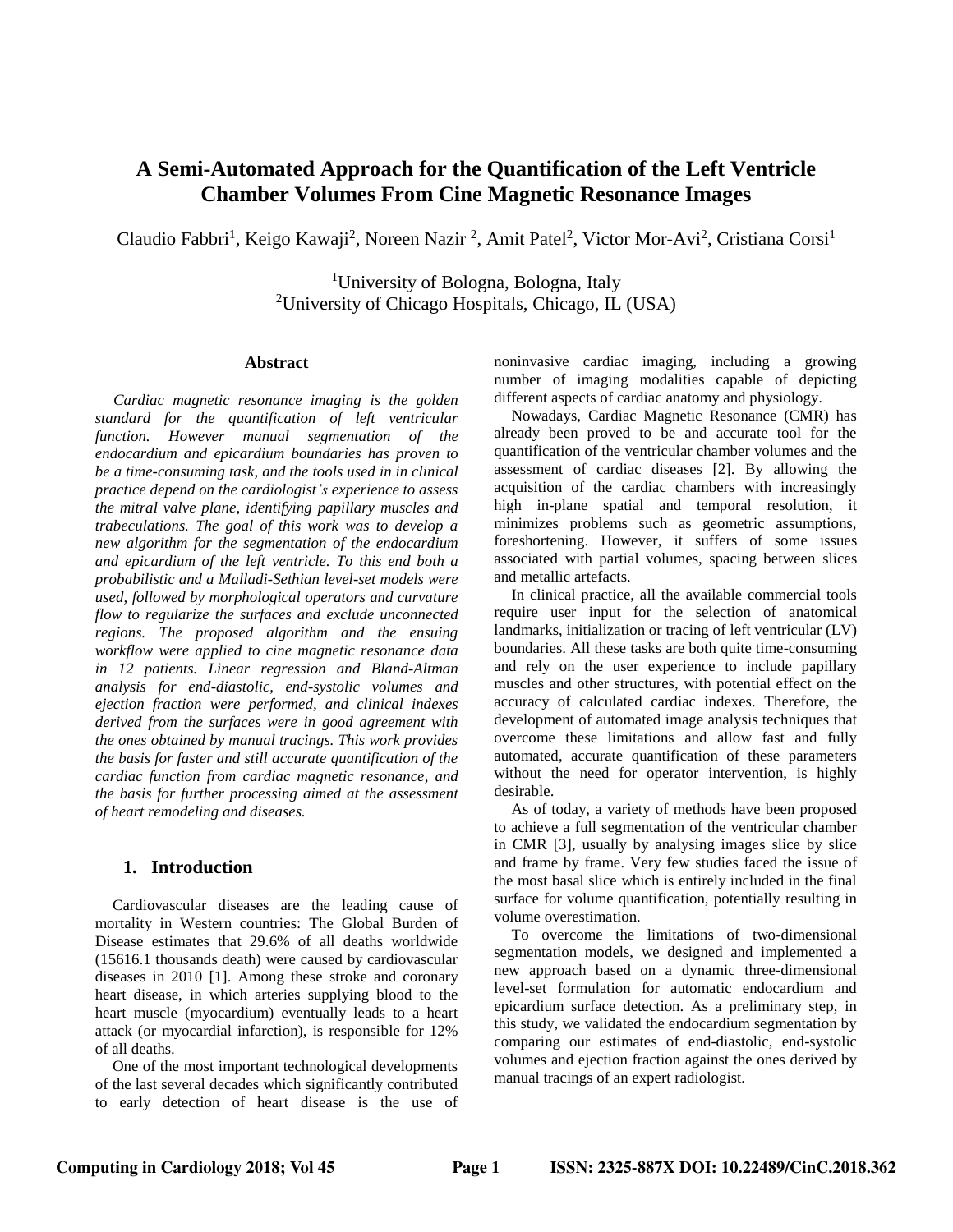# A Semi-Automated Approach for the Quantification of the Left Ventricle Chamber Volumes From Cine Magnetic Resonance Images

Claudio Fabbri[1], Keigo Kawaji[2], Noreen Nazir [2], Amit Patel[2], Victor Mor-Avi[2], Cristiana Corsi[1]

[1]University of Bologna, Bologna, Italy
[2]University of Chicago Hospitals, Chicago, IL (USA)

## Abstract

*Cardiac magnetic resonance imaging is the golden standard for the quantification of left ventricular function. However manual segmentation of the endocardium and epicardium boundaries has proven to be a time-consuming task, and the tools used in in clinical practice depend on the cardiologist's experience to assess the mitral valve plane, identifying papillary muscles and trabeculations. The goal of this work was to develop a new algorithm for the segmentation of the endocardium and epicardium of the left ventricle. To this end both a probabilistic and a Malladi-Sethian level-set models were used, followed by morphological operators and curvature flow to regularize the surfaces and exclude unconnected regions. The proposed algorithm and the ensuing workflow were applied to cine magnetic resonance data in 12 patients. Linear regression and Bland-Altman analysis for end-diastolic, end-systolic volumes and ejection fraction were performed, and clinical indexes derived from the surfaces were in good agreement with the ones obtained by manual tracings. This work provides the basis for faster and still accurate quantification of the cardiac function from cardiac magnetic resonance, and the basis for further processing aimed at the assessment of heart remodeling and diseases.*

## 1. Introduction

Cardiovascular diseases are the leading cause of mortality in Western countries: The Global Burden of Disease estimates that 29.6% of all deaths worldwide (15616.1 thousands death) were caused by cardiovascular diseases in 2010 [1]. Among these stroke and coronary heart disease, in which arteries supplying blood to the heart muscle (myocardium) eventually leads to a heart attack (or myocardial infarction), is responsible for 12% of all deaths.

One of the most important technological developments of the last several decades which significantly contributed to early detection of heart disease is the use of noninvasive cardiac imaging, including a growing number of imaging modalities capable of depicting different aspects of cardiac anatomy and physiology.

Nowadays, Cardiac Magnetic Resonance (CMR) has already been proved to be and accurate tool for the quantification of the ventricular chamber volumes and the assessment of cardiac diseases [2]. By allowing the acquisition of the cardiac chambers with increasingly high in-plane spatial and temporal resolution, it minimizes problems such as geometric assumptions, foreshortening. However, it suffers of some issues associated with partial volumes, spacing between slices and metallic artefacts.

In clinical practice, all the available commercial tools require user input for the selection of anatomical landmarks, initialization or tracing of left ventricular (LV) boundaries. All these tasks are both quite time-consuming and rely on the user experience to include papillary muscles and other structures, with potential effect on the accuracy of calculated cardiac indexes. Therefore, the development of automated image analysis techniques that overcome these limitations and allow fast and fully automated, accurate quantification of these parameters without the need for operator intervention, is highly desirable.

As of today, a variety of methods have been proposed to achieve a full segmentation of the ventricular chamber in CMR [3], usually by analysing images slice by slice and frame by frame. Very few studies faced the issue of the most basal slice which is entirely included in the final surface for volume quantification, potentially resulting in volume overestimation.

To overcome the limitations of two-dimensional segmentation models, we designed and implemented a new approach based on a dynamic three-dimensional level-set formulation for automatic endocardium and epicardium surface detection. As a preliminary step, in this study, we validated the endocardium segmentation by comparing our estimates of end-diastolic, end-systolic volumes and ejection fraction against the ones derived by manual tracings of an expert radiologist.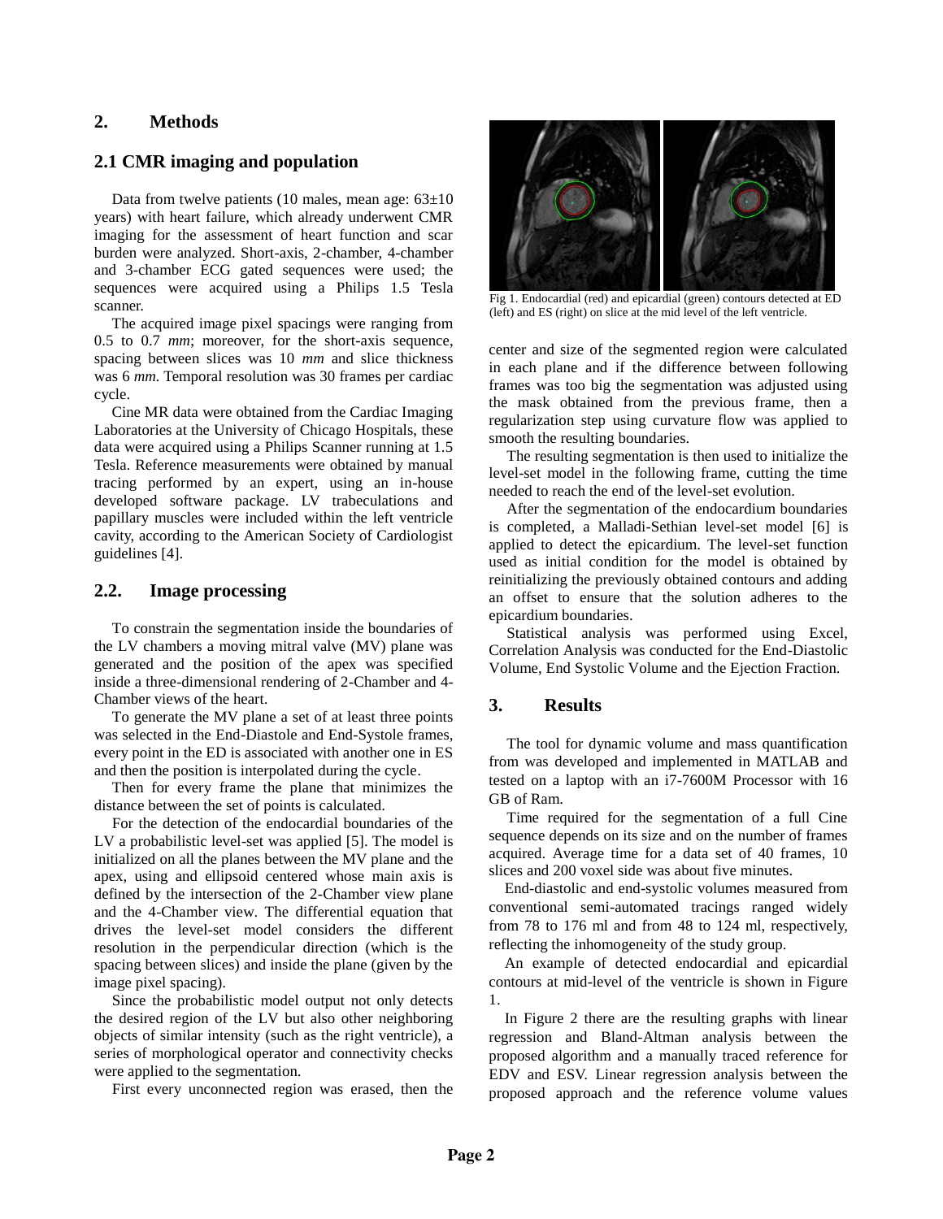## 2. Methods

### 2.1 CMR imaging and population

Data from twelve patients (10 males, mean age: 63±10 years) with heart failure, which already underwent CMR imaging for the assessment of heart function and scar burden were analyzed. Short-axis, 2-chamber, 4-chamber and 3-chamber ECG gated sequences were used; the sequences were acquired using a Philips 1.5 Tesla scanner.

The acquired image pixel spacings were ranging from 0.5 to 0.7 *mm*; moreover, for the short-axis sequence, spacing between slices was 10 *mm* and slice thickness was 6 *mm*. Temporal resolution was 30 frames per cardiac cycle.

Cine MR data were obtained from the Cardiac Imaging Laboratories at the University of Chicago Hospitals, these data were acquired using a Philips Scanner running at 1.5 Tesla. Reference measurements were obtained by manual tracing performed by an expert, using an in-house developed software package. LV trabeculations and papillary muscles were included within the left ventricle cavity, according to the American Society of Cardiologist guidelines [4].

### 2.2. Image processing

To constrain the segmentation inside the boundaries of the LV chambers a moving mitral valve (MV) plane was generated and the position of the apex was specified inside a three-dimensional rendering of 2-Chamber and 4-Chamber views of the heart.

To generate the MV plane a set of at least three points was selected in the End-Diastole and End-Systole frames, every point in the ED is associated with another one in ES and then the position is interpolated during the cycle.

Then for every frame the plane that minimizes the distance between the set of points is calculated.

For the detection of the endocardial boundaries of the LV a probabilistic level-set was applied [5]. The model is initialized on all the planes between the MV plane and the apex, using and ellipsoid centered whose main axis is defined by the intersection of the 2-Chamber view plane and the 4-Chamber view. The differential equation that drives the level-set model considers the different resolution in the perpendicular direction (which is the spacing between slices) and inside the plane (given by the image pixel spacing).

Since the probabilistic model output not only detects the desired region of the LV but also other neighboring objects of similar intensity (such as the right ventricle), a series of morphological operator and connectivity checks were applied to the segmentation.

First every unconnected region was erased, then the center and size of the segmented region were calculated in each plane and if the difference between following frames was too big the segmentation was adjusted using the mask obtained from the previous frame, then a regularization step using curvature flow was applied to smooth the resulting boundaries.

Fig 1. Endocardial (red) and epicardial (green) contours detected at ED (left) and ES (right) on slice at the mid level of the left ventricle.

The resulting segmentation is then used to initialize the level-set model in the following frame, cutting the time needed to reach the end of the level-set evolution.

After the segmentation of the endocardium boundaries is completed, a Malladi-Sethian level-set model [6] is applied to detect the epicardium. The level-set function used as initial condition for the model is obtained by reinitializing the previously obtained contours and adding an offset to ensure that the solution adheres to the epicardium boundaries.

Statistical analysis was performed using Excel, Correlation Analysis was conducted for the End-Diastolic Volume, End Systolic Volume and the Ejection Fraction.

## 3. Results

The tool for dynamic volume and mass quantification from was developed and implemented in MATLAB and tested on a laptop with an i7-7600M Processor with 16 GB of Ram.

Time required for the segmentation of a full Cine sequence depends on its size and on the number of frames acquired. Average time for a data set of 40 frames, 10 slices and 200 voxel side was about five minutes.

End-diastolic and end-systolic volumes measured from conventional semi-automated tracings ranged widely from 78 to 176 ml and from 48 to 124 ml, respectively, reflecting the inhomogeneity of the study group.

An example of detected endocardial and epicardial contours at mid-level of the ventricle is shown in Figure 1.

In Figure 2 there are the resulting graphs with linear regression and Bland-Altman analysis between the proposed algorithm and a manually traced reference for EDV and ESV. Linear regression analysis between the proposed approach and the reference volume values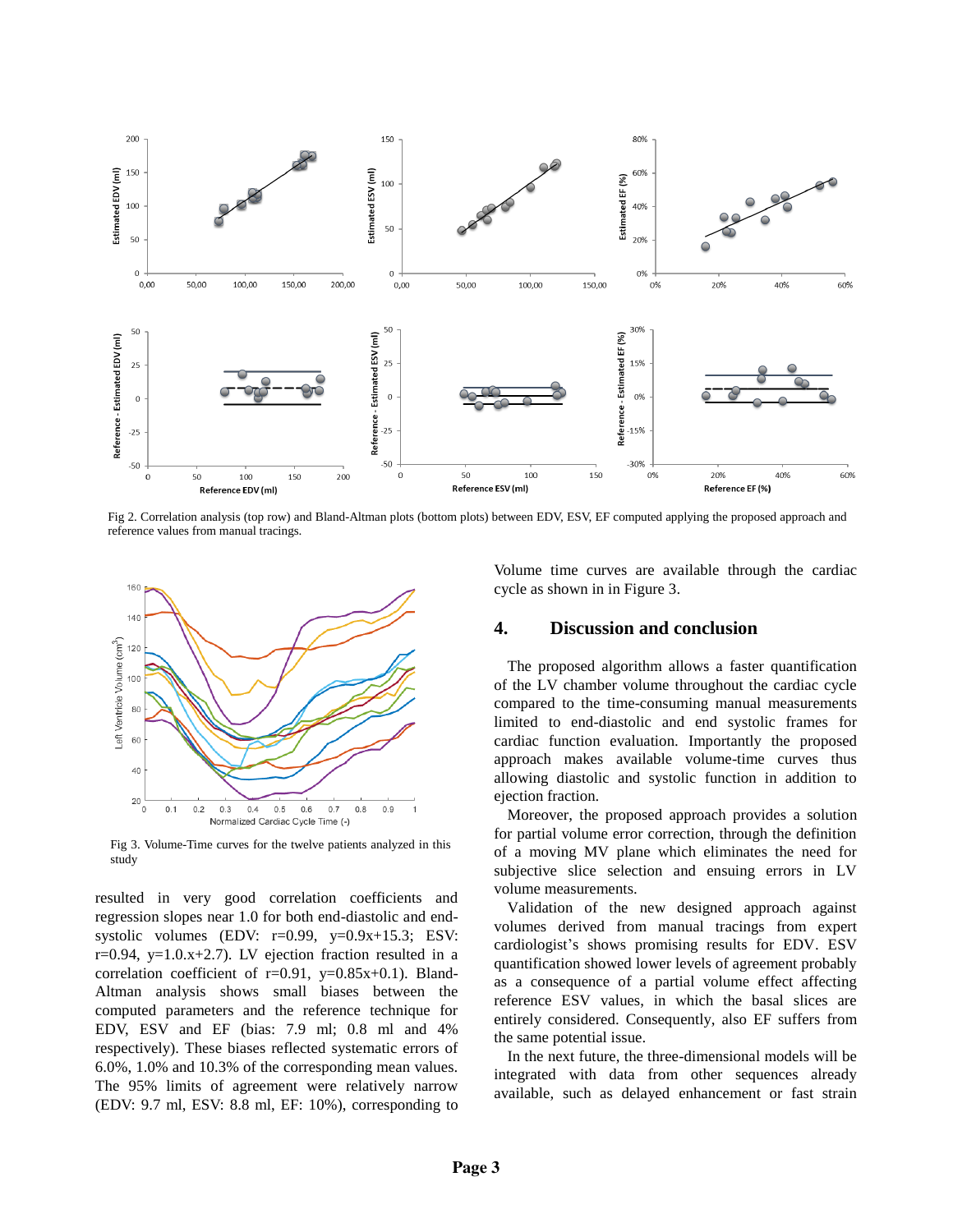Fig 2. Correlation analysis (top row) and Bland-Altman plots (bottom plots) between EDV, ESV, EF computed applying the proposed approach and reference values from manual tracings.

Fig 3. Volume-Time curves for the twelve patients analyzed in this study

resulted in very good correlation coefficients and regression slopes near 1.0 for both end-diastolic and end-systolic volumes (EDV: r=0.99, y=0.9x+15.3; ESV: r=0.94, y=1.0.x+2.7). LV ejection fraction resulted in a correlation coefficient of r=0.91, y=0.85x+0.1). Bland-Altman analysis shows small biases between the computed parameters and the reference technique for EDV, ESV and EF (bias: 7.9 ml; 0.8 ml and 4% respectively). These biases reflected systematic errors of 6.0%, 1.0% and 10.3% of the corresponding mean values. The 95% limits of agreement were relatively narrow (EDV: 9.7 ml, ESV: 8.8 ml, EF: 10%), corresponding to Volume time curves are available through the cardiac cycle as shown in in Figure 3.

## 4. Discussion and conclusion

The proposed algorithm allows a faster quantification of the LV chamber volume throughout the cardiac cycle compared to the time-consuming manual measurements limited to end-diastolic and end systolic frames for cardiac function evaluation. Importantly the proposed approach makes available volume-time curves thus allowing diastolic and systolic function in addition to ejection fraction.

Moreover, the proposed approach provides a solution for partial volume error correction, through the definition of a moving MV plane which eliminates the need for subjective slice selection and ensuing errors in LV volume measurements.

Validation of the new designed approach against volumes derived from manual tracings from expert cardiologist's shows promising results for EDV. ESV quantification showed lower levels of agreement probably as a consequence of a partial volume effect affecting reference ESV values, in which the basal slices are entirely considered. Consequently, also EF suffers from the same potential issue.

In the next future, the three-dimensional models will be integrated with data from other sequences already available, such as delayed enhancement or fast strain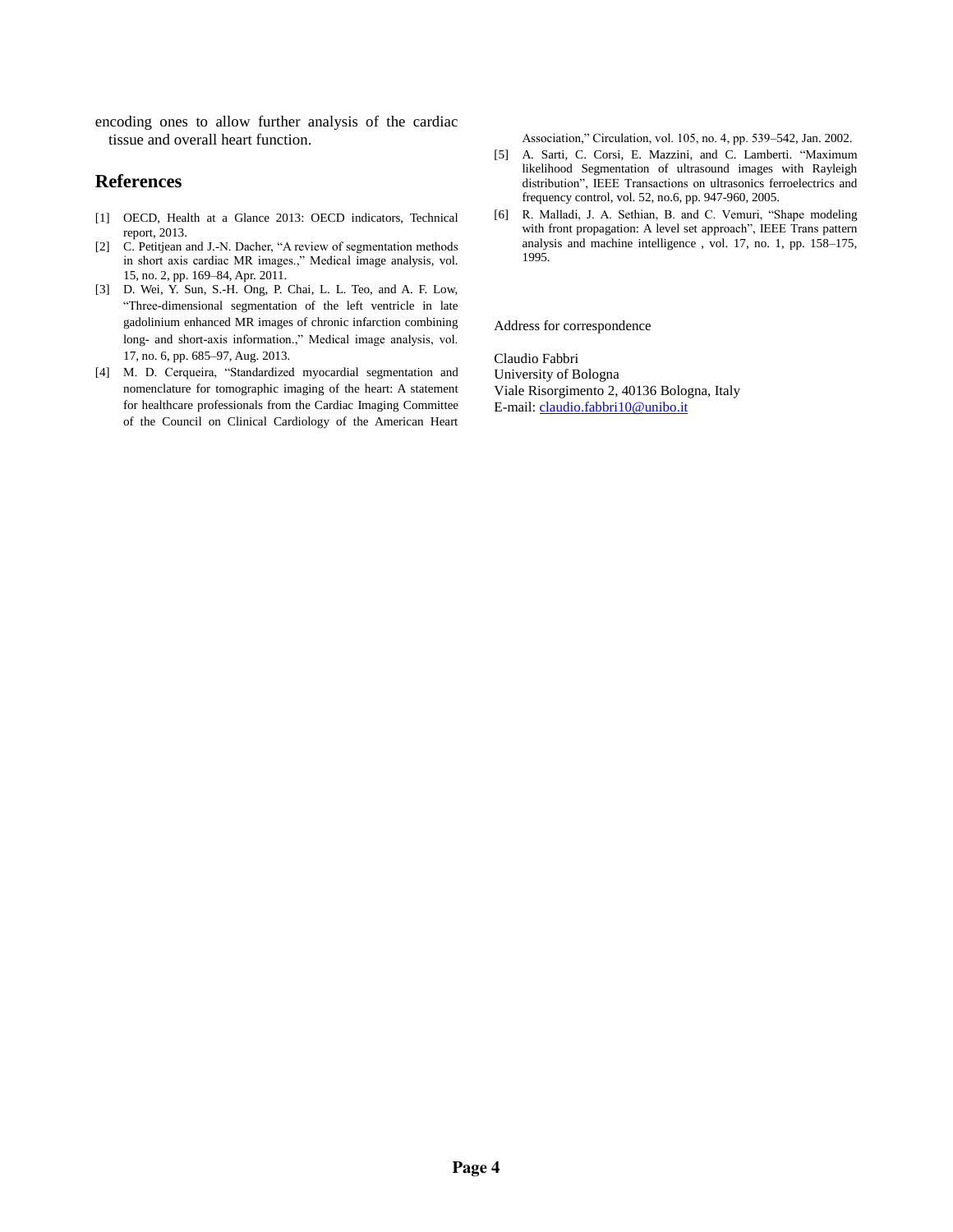encoding ones to allow further analysis of the cardiac tissue and overall heart function.

## References

[1] OECD, Health at a Glance 2013: OECD indicators, Technical report, 2013.

[2] C. Petitjean and J.-N. Dacher, "A review of segmentation methods in short axis cardiac MR images.," Medical image analysis, vol. 15, no. 2, pp. 169–84, Apr. 2011.

[3] D. Wei, Y. Sun, S.-H. Ong, P. Chai, L. L. Teo, and A. F. Low, "Three-dimensional segmentation of the left ventricle in late gadolinium enhanced MR images of chronic infarction combining long- and short-axis information.," Medical image analysis, vol. 17, no. 6, pp. 685–97, Aug. 2013.

[4] M. D. Cerqueira, "Standardized myocardial segmentation and nomenclature for tomographic imaging of the heart: A statement for healthcare professionals from the Cardiac Imaging Committee of the Council on Clinical Cardiology of the American Heart Association," Circulation, vol. 105, no. 4, pp. 539–542, Jan. 2002.

[5] A. Sarti, C. Corsi, E. Mazzini, and C. Lamberti. "Maximum likelihood Segmentation of ultrasound images with Rayleigh distribution", IEEE Transactions on ultrasonics ferroelectrics and frequency control, vol. 52, no.6, pp. 947-960, 2005.

[6] R. Malladi, J. A. Sethian, B. and C. Vemuri, "Shape modeling with front propagation: A level set approach", IEEE Trans pattern analysis and machine intelligence , vol. 17, no. 1, pp. 158–175, 1995.

Address for correspondence

Claudio Fabbri
University of Bologna
Viale Risorgimento 2, 40136 Bologna, Italy
E-mail: claudio.fabbri10@unibo.it